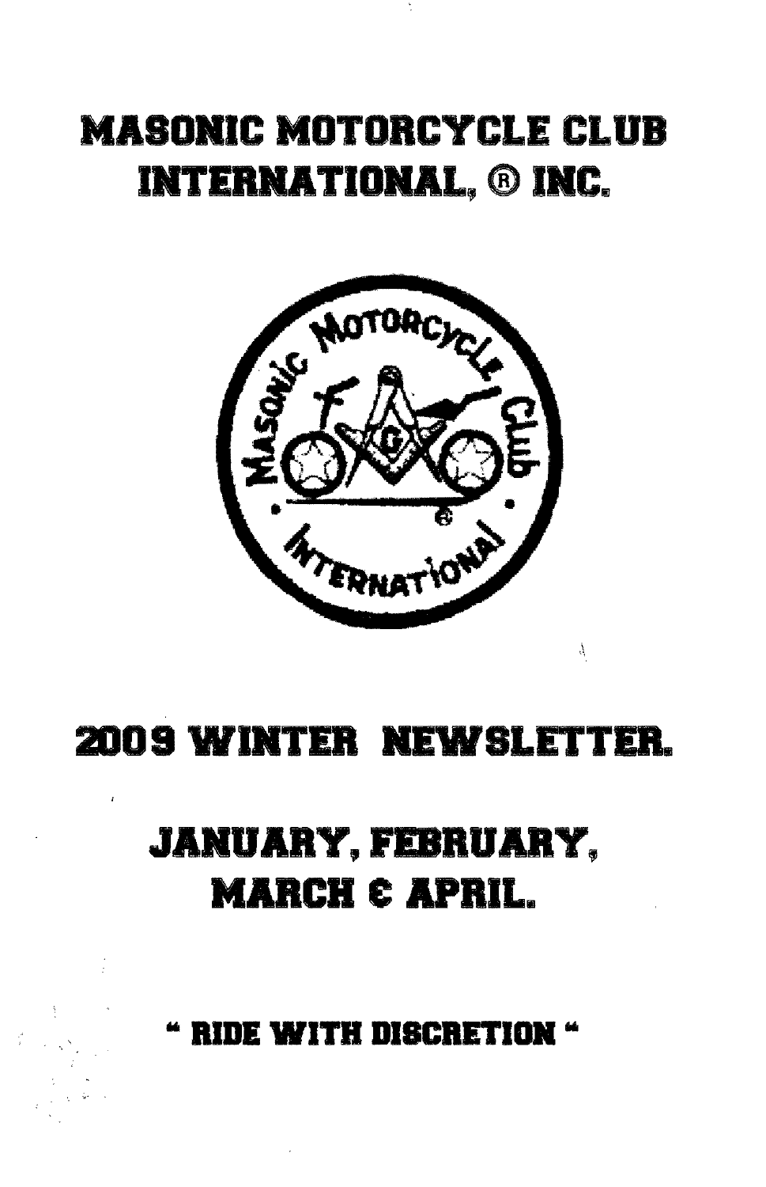# MASONIC MOTORCYCLE CLUB INTERNATIONAL, ® INC.

# 2009 WINTER NEWSLETTER.

## JANUARY, FEBRUARY, MARCH & APRIL.

**" RIDE WITH DISCRETION "**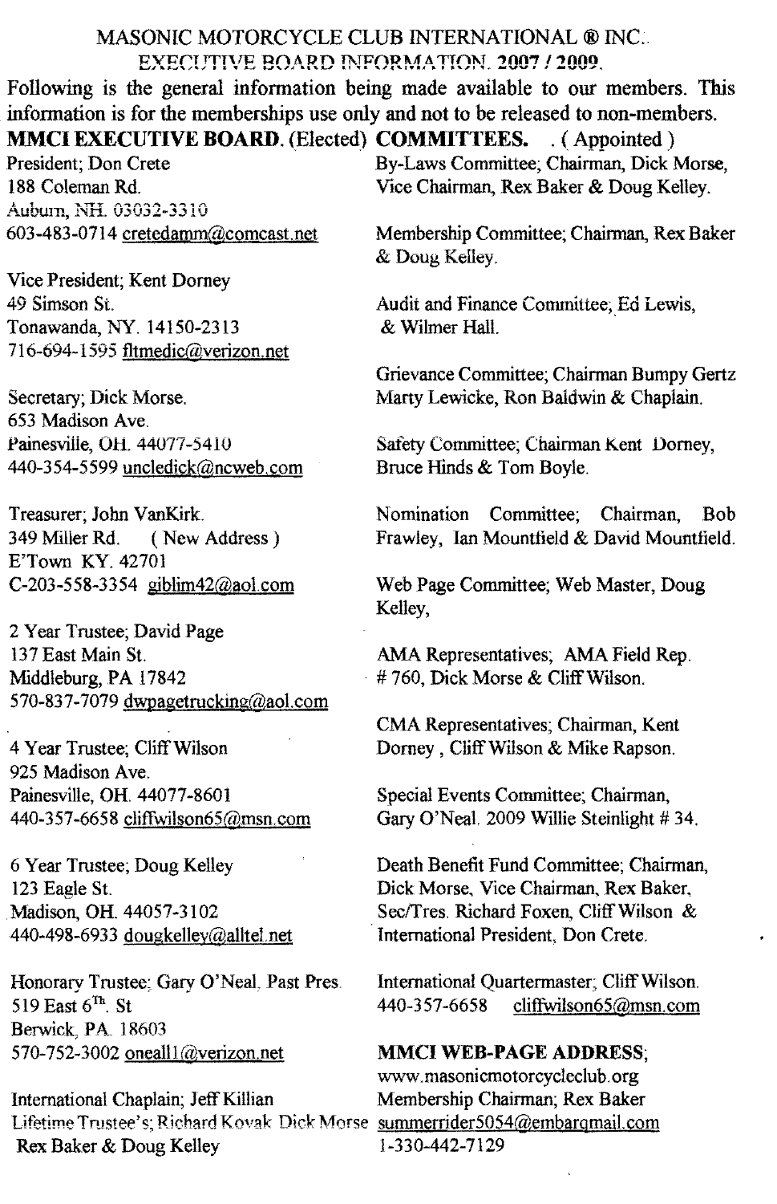# MASONIC MOTORCYCLE CLUB INTERNATIONAL ® INC.

## EXECUTIVE BOARD INFORMATION. 2007 / 2009.

Following is the general information being made available to our members. This information is for the memberships use only and not to be released to non-members.

**MMCI EXECUTIVE BOARD.** (Elected)

President; Don Crete
188 Coleman Rd.
Auburn, NH. 03032-3310
603-483-0714 cretedamm@comcast.net

Vice President; Kent Dorney
49 Simson St.
Tonawanda, NY. 14150-2313
716-694-1595 fltmedic@verizon.net

Secretary; Dick Morse.
653 Madison Ave.
Painesville, OH. 44077-5410
440-354-5599 uncledick@ncweb.com

Treasurer; John VanKirk.
349 Miller Rd. ( New Address )
E'Town KY. 42701
C-203-558-3354 giblim42@aol.com

2 Year Trustee; David Page
137 East Main St.
Middleburg, PA 17842
570-837-7079 dwpagetrucking@aol.com

4 Year Trustee; Cliff Wilson
925 Madison Ave.
Painesville, OH. 44077-8601
440-357-6658 cliffwilson65@msn.com

6 Year Trustee; Doug Kelley
123 Eagle St.
Madison, OH. 44057-3102
440-498-6933 dougkelley@alltel.net

Honorary Trustee; Gary O'Neal. Past Pres.
519 East 6th. St
Berwick, PA. 18603
570-752-3002 oneall1@verizon.net

International Chaplain; Jeff Killian

Lifetime Trustee's; Richard Kovak Dick Morse Rex Baker & Doug Kelley

**COMMITTEES.** . ( Appointed )

By-Laws Committee; Chairman, Dick Morse, Vice Chairman, Rex Baker & Doug Kelley.

Membership Committee; Chairman, Rex Baker & Doug Kelley.

Audit and Finance Committee; Ed Lewis, & Wilmer Hall.

Grievance Committee; Chairman Bumpy Gertz Marty Lewicke, Ron Baldwin & Chaplain.

Safety Committee; Chairman Kent Dorney, Bruce Hinds & Tom Boyle.

Nomination Committee; Chairman, Bob Frawley, Ian Mountfield & David Mountfield.

Web Page Committee; Web Master, Doug Kelley,

AMA Representatives; AMA Field Rep. # 760, Dick Morse & Cliff Wilson.

CMA Representatives; Chairman, Kent Dorney , Cliff Wilson & Mike Rapson.

Special Events Committee; Chairman, Gary O'Neal. 2009 Willie Steinlight # 34.

Death Benefit Fund Committee; Chairman, Dick Morse, Vice Chairman, Rex Baker, Sec/Tres. Richard Foxen, Cliff Wilson & International President, Don Crete.

International Quartermaster; Cliff Wilson.
440-357-6658 cliffwilson65@msn.com

**MMCI WEB-PAGE ADDRESS;**
www.masonicmotorcycleclub.org
Membership Chairman; Rex Baker
summerrider5054@embarqmail.com
1-330-442-7129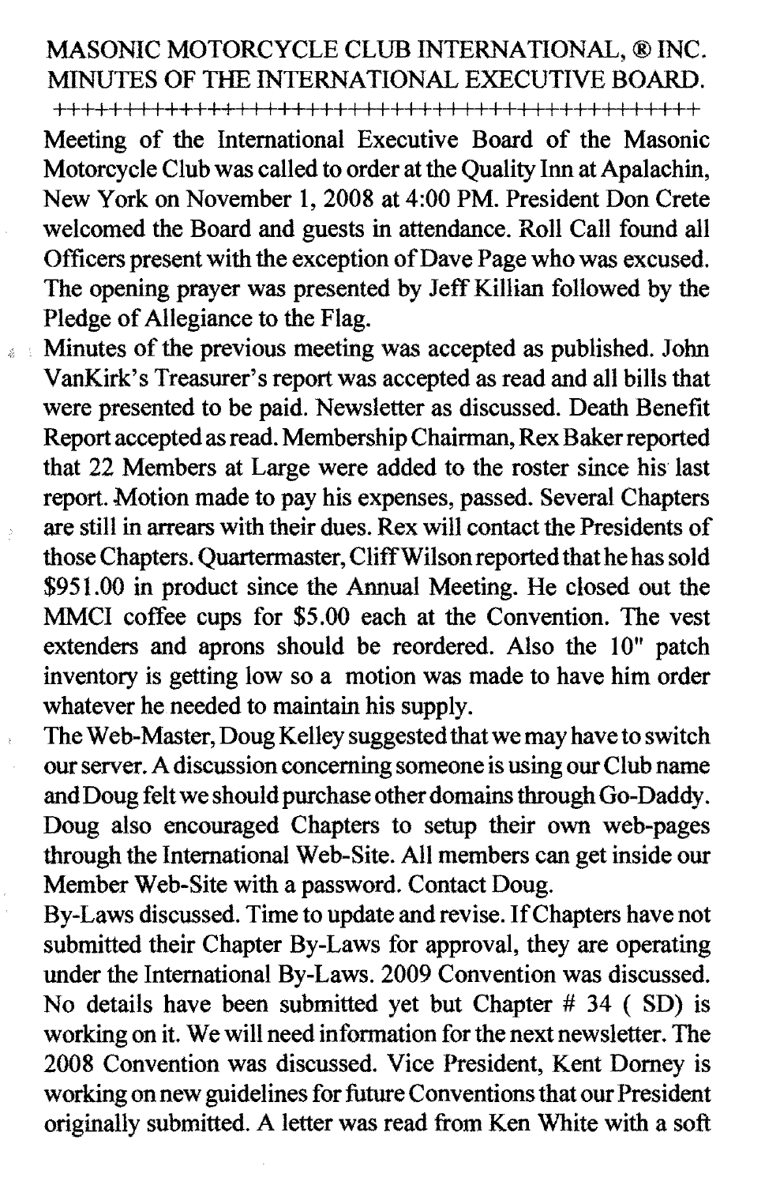# MASONIC MOTORCYCLE CLUB INTERNATIONAL, ® INC.
## MINUTES OF THE INTERNATIONAL EXECUTIVE BOARD.

++++++++++++++++++++++++++++++++++++++++++++++

Meeting of the International Executive Board of the Masonic Motorcycle Club was called to order at the Quality Inn at Apalachin, New York on November 1, 2008 at 4:00 PM. President Don Crete welcomed the Board and guests in attendance. Roll Call found all Officers present with the exception of Dave Page who was excused. The opening prayer was presented by Jeff Killian followed by the Pledge of Allegiance to the Flag.

Minutes of the previous meeting was accepted as published. John VanKirk's Treasurer's report was accepted as read and all bills that were presented to be paid. Newsletter as discussed. Death Benefit Report accepted as read. Membership Chairman, Rex Baker reported that 22 Members at Large were added to the roster since his last report. Motion made to pay his expenses, passed. Several Chapters are still in arrears with their dues. Rex will contact the Presidents of those Chapters. Quartermaster, Cliff Wilson reported that he has sold $951.00 in product since the Annual Meeting. He closed out the MMCI coffee cups for $5.00 each at the Convention. The vest extenders and aprons should be reordered. Also the 10" patch inventory is getting low so a motion was made to have him order whatever he needed to maintain his supply.

The Web-Master, Doug Kelley suggested that we may have to switch our server. A discussion concerning someone is using our Club name and Doug felt we should purchase other domains through Go-Daddy. Doug also encouraged Chapters to setup their own web-pages through the International Web-Site. All members can get inside our Member Web-Site with a password. Contact Doug.

By-Laws discussed. Time to update and revise. If Chapters have not submitted their Chapter By-Laws for approval, they are operating under the International By-Laws. 2009 Convention was discussed. No details have been submitted yet but Chapter # 34 ( SD) is working on it. We will need information for the next newsletter. The 2008 Convention was discussed. Vice President, Kent Dorney is working on new guidelines for future Conventions that our President originally submitted. A letter was read from Ken White with a soft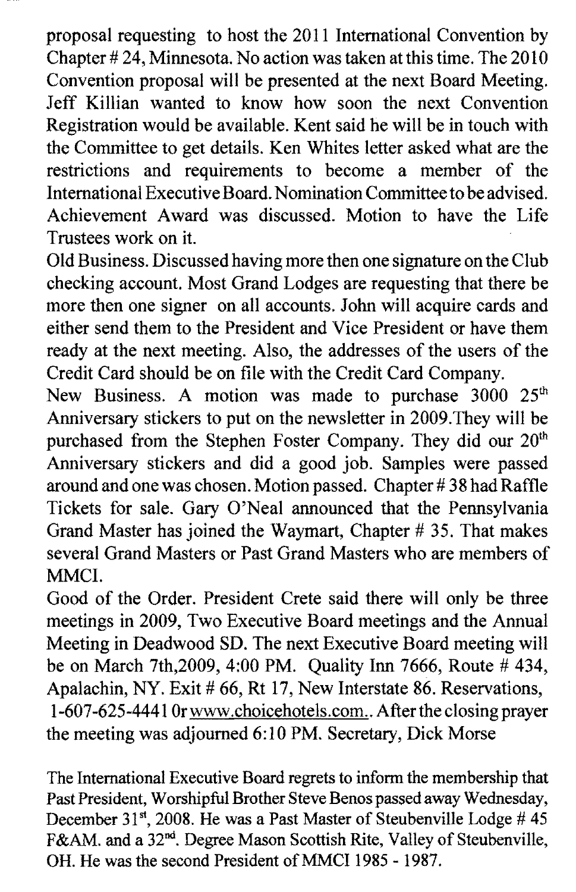proposal requesting to host the 2011 International Convention by Chapter # 24, Minnesota. No action was taken at this time. The 2010 Convention proposal will be presented at the next Board Meeting. Jeff Killian wanted to know how soon the next Convention Registration would be available. Kent said he will be in touch with the Committee to get details. Ken Whites letter asked what are the restrictions and requirements to become a member of the International Executive Board. Nomination Committee to be advised. Achievement Award was discussed. Motion to have the Life Trustees work on it.

Old Business. Discussed having more then one signature on the Club checking account. Most Grand Lodges are requesting that there be more then one signer on all accounts. John will acquire cards and either send them to the President and Vice President or have them ready at the next meeting. Also, the addresses of the users of the Credit Card should be on file with the Credit Card Company.

New Business. A motion was made to purchase 3000 25th Anniversary stickers to put on the newsletter in 2009.They will be purchased from the Stephen Foster Company. They did our 20th Anniversary stickers and did a good job. Samples were passed around and one was chosen. Motion passed. Chapter # 38 had Raffle Tickets for sale. Gary O'Neal announced that the Pennsylvania Grand Master has joined the Waymart, Chapter # 35. That makes several Grand Masters or Past Grand Masters who are members of MMCI.

Good of the Order. President Crete said there will only be three meetings in 2009, Two Executive Board meetings and the Annual Meeting in Deadwood SD. The next Executive Board meeting will be on March 7th,2009, 4:00 PM. Quality Inn 7666, Route # 434, Apalachin, NY. Exit # 66, Rt 17, New Interstate 86. Reservations, 1-607-625-4441 0r www.choicehotels.com.. After the closing prayer the meeting was adjourned 6:10 PM. Secretary, Dick Morse

The International Executive Board regrets to inform the membership that Past President, Worshipful Brother Steve Benos passed away Wednesday, December 31st, 2008. He was a Past Master of Steubenville Lodge # 45 F&AM. and a 32nd. Degree Mason Scottish Rite, Valley of Steubenville, OH. He was the second President of MMCI 1985 - 1987.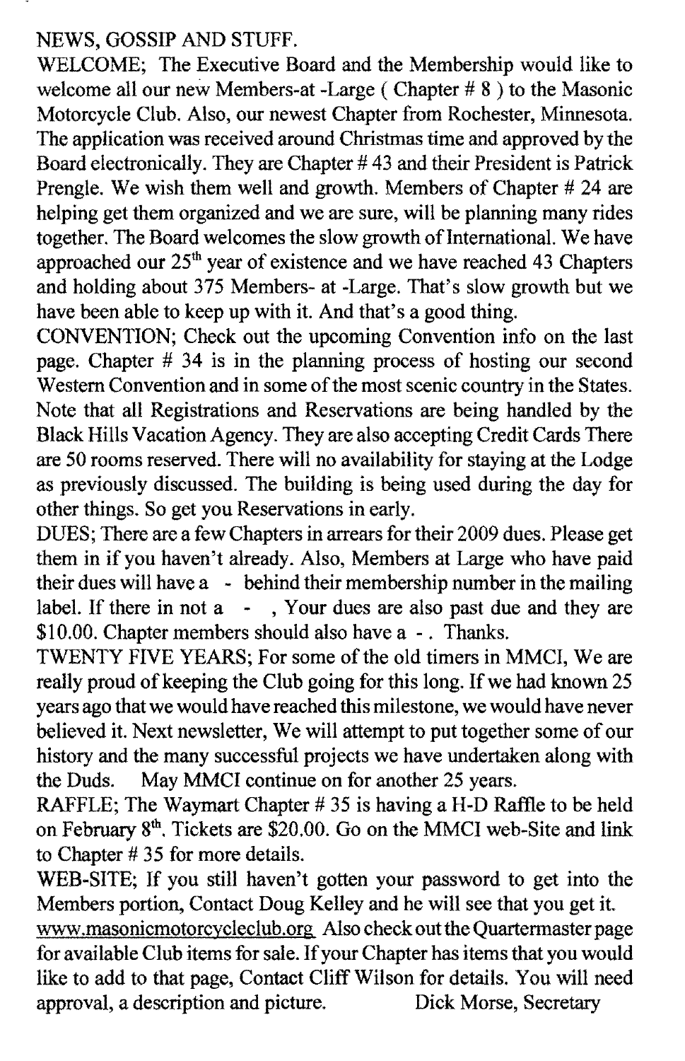NEWS, GOSSIP AND STUFF.

WELCOME; The Executive Board and the Membership would like to welcome all our new Members-at -Large ( Chapter # 8 ) to the Masonic Motorcycle Club. Also, our newest Chapter from Rochester, Minnesota. The application was received around Christmas time and approved by the Board electronically. They are Chapter # 43 and their President is Patrick Prengle. We wish them well and growth. Members of Chapter # 24 are helping get them organized and we are sure, will be planning many rides together. The Board welcomes the slow growth of International. We have approached our 25th year of existence and we have reached 43 Chapters and holding about 375 Members- at -Large. That's slow growth but we have been able to keep up with it. And that's a good thing.

CONVENTION; Check out the upcoming Convention info on the last page. Chapter # 34 is in the planning process of hosting our second Western Convention and in some of the most scenic country in the States. Note that all Registrations and Reservations are being handled by the Black Hills Vacation Agency. They are also accepting Credit Cards There are 50 rooms reserved. There will no availability for staying at the Lodge as previously discussed. The building is being used during the day for other things. So get you Reservations in early.

DUES; There are a few Chapters in arrears for their 2009 dues. Please get them in if you haven't already. Also, Members at Large who have paid their dues will have a - behind their membership number in the mailing label. If there in not a - , Your dues are also past due and they are $10.00. Chapter members should also have a - . Thanks.

TWENTY FIVE YEARS; For some of the old timers in MMCI, We are really proud of keeping the Club going for this long. If we had known 25 years ago that we would have reached this milestone, we would have never believed it. Next newsletter, We will attempt to put together some of our history and the many successful projects we have undertaken along with the Duds. May MMCI continue on for another 25 years.

RAFFLE; The Waymart Chapter # 35 is having a H-D Raffle to be held on February 8th. Tickets are $20.00. Go on the MMCI web-Site and link to Chapter # 35 for more details.

WEB-SITE; If you still haven't gotten your password to get into the Members portion, Contact Doug Kelley and he will see that you get it. www.masonicmotorcycleclub.org Also check out the Quartermaster page for available Club items for sale. If your Chapter has items that you would like to add to that page, Contact Cliff Wilson for details. You will need approval, a description and picture. Dick Morse, Secretary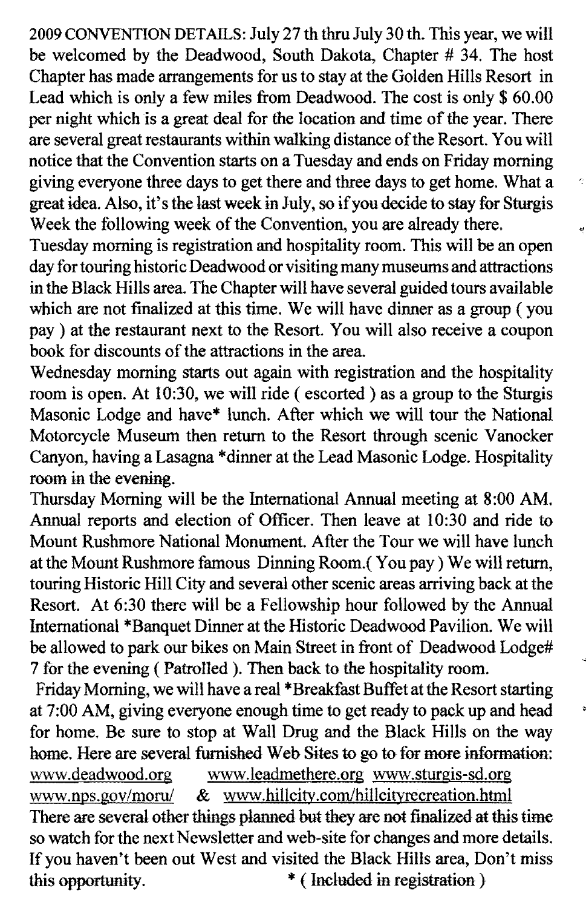2009 CONVENTION DETAILS: July 27 th thru July 30 th. This year, we will be welcomed by the Deadwood, South Dakota, Chapter # 34. The host Chapter has made arrangements for us to stay at the Golden Hills Resort in Lead which is only a few miles from Deadwood. The cost is only $ 60.00 per night which is a great deal for the location and time of the year. There are several great restaurants within walking distance of the Resort. You will notice that the Convention starts on a Tuesday and ends on Friday morning giving everyone three days to get there and three days to get home. What a great idea. Also, it's the last week in July, so if you decide to stay for Sturgis Week the following week of the Convention, you are already there.

Tuesday morning is registration and hospitality room. This will be an open day for touring historic Deadwood or visiting many museums and attractions in the Black Hills area. The Chapter will have several guided tours available which are not finalized at this time. We will have dinner as a group ( you pay ) at the restaurant next to the Resort. You will also receive a coupon book for discounts of the attractions in the area.

Wednesday morning starts out again with registration and the hospitality room is open. At 10:30, we will ride ( escorted ) as a group to the Sturgis Masonic Lodge and have* lunch. After which we will tour the National Motorcycle Museum then return to the Resort through scenic Vanocker Canyon, having a Lasagna *dinner at the Lead Masonic Lodge. Hospitality room in the evening.

Thursday Morning will be the International Annual meeting at 8:00 AM. Annual reports and election of Officer. Then leave at 10:30 and ride to Mount Rushmore National Monument. After the Tour we will have lunch at the Mount Rushmore famous Dinning Room.( You pay ) We will return, touring Historic Hill City and several other scenic areas arriving back at the Resort. At 6:30 there will be a Fellowship hour followed by the Annual International *Banquet Dinner at the Historic Deadwood Pavilion. We will be allowed to park our bikes on Main Street in front of Deadwood Lodge# 7 for the evening ( Patrolled ). Then back to the hospitality room.

Friday Morning, we will have a real *Breakfast Buffet at the Resort starting at 7:00 AM, giving everyone enough time to get ready to pack up and head for home. Be sure to stop at Wall Drug and the Black Hills on the way home. Here are several furnished Web Sites to go to for more information:
www.deadwood.org www.leadmethere.org www.sturgis-sd.org
www.nps.gov/moru/ & www.hillcity.com/hillcityrecreation.html

There are several other things planned but they are not finalized at this time so watch for the next Newsletter and web-site for changes and more details. If you haven't been out West and visited the Black Hills area, Don't miss this opportunity.

* ( Included in registration )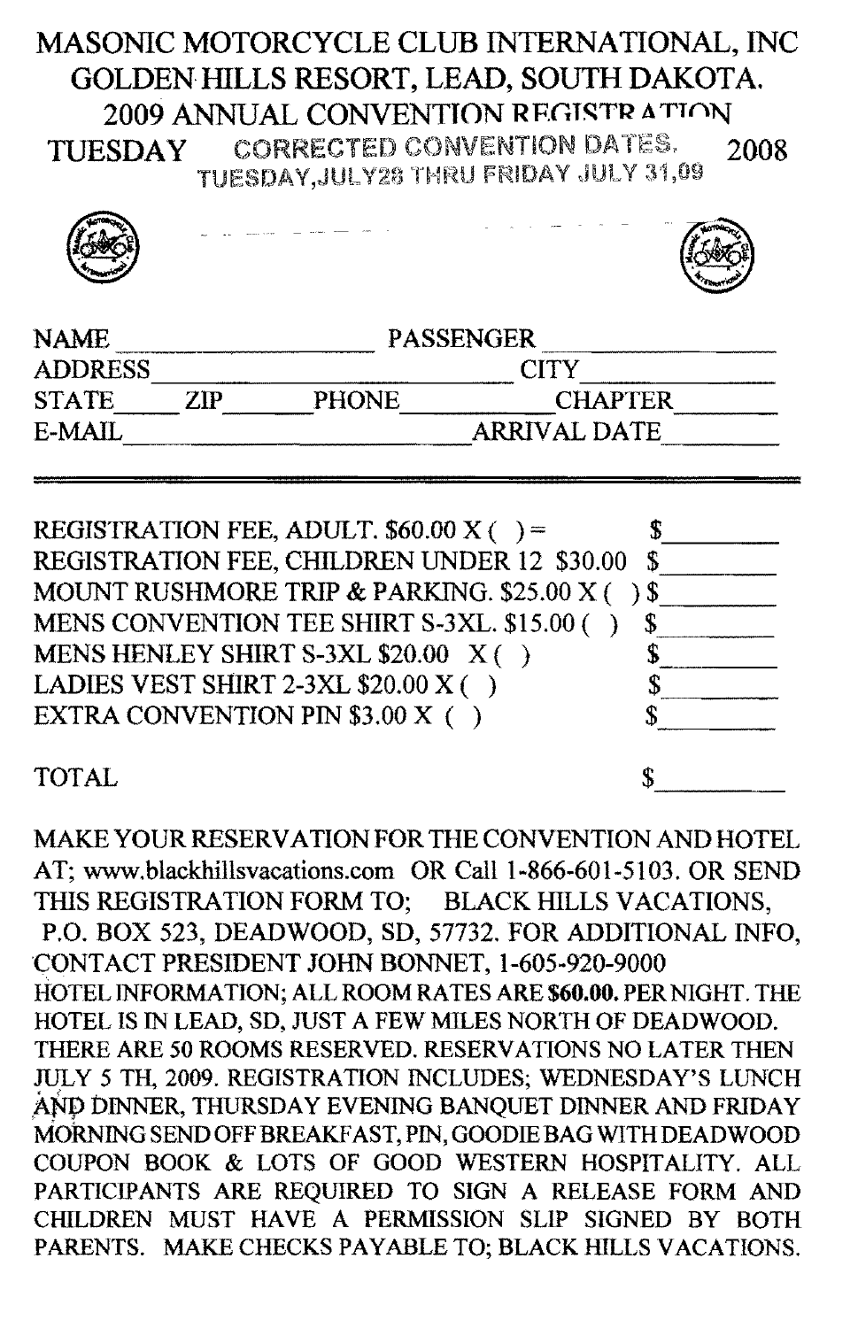# MASONIC MOTORCYCLE CLUB INTERNATIONAL, INC

## GOLDEN HILLS RESORT, LEAD, SOUTH DAKOTA.

## 2009 ANNUAL CONVENTION REGISTRATION

TUESDAY CORRECTED CONVENTION DATES. 2008

TUESDAY, JULY 28 THRU FRIDAY JULY 31, 09

NAME ____________________ PASSENGER ____________________

ADDRESS ____________________ CITY ____________________

STATE ______ ZIP ______ PHONE ____________ CHAPTER ________

E-MAIL ____________________ ARRIVAL DATE ____________

---

REGISTRATION FEE, ADULT. $60.00 X ( ) = $________

REGISTRATION FEE, CHILDREN UNDER 12 $30.00 $________

MOUNT RUSHMORE TRIP & PARKING. $25.00 X ( ) $________

MENS CONVENTION TEE SHIRT S-3XL. $15.00 ( ) $________

MENS HENLEY SHIRT S-3XL $20.00 X ( ) $________

LADIES VEST SHIRT 2-3XL $20.00 X ( ) $________

EXTRA CONVENTION PIN $3.00 X ( ) $________

TOTAL $________

MAKE YOUR RESERVATION FOR THE CONVENTION AND HOTEL AT; www.blackhillsvacations.com OR Call 1-866-601-5103. OR SEND THIS REGISTRATION FORM TO; BLACK HILLS VACATIONS, P.O. BOX 523, DEADWOOD, SD, 57732. FOR ADDITIONAL INFO, CONTACT PRESIDENT JOHN BONNET, 1-605-920-9000

HOTEL INFORMATION; ALL ROOM RATES ARE **$60.00.** PER NIGHT. THE HOTEL IS IN LEAD, SD, JUST A FEW MILES NORTH OF DEADWOOD. THERE ARE 50 ROOMS RESERVED. RESERVATIONS NO LATER THEN JULY 5 TH, 2009. REGISTRATION INCLUDES; WEDNESDAY'S LUNCH AND DINNER, THURSDAY EVENING BANQUET DINNER AND FRIDAY MORNING SEND OFF BREAKFAST, PIN, GOODIE BAG WITH DEADWOOD COUPON BOOK & LOTS OF GOOD WESTERN HOSPITALITY. ALL PARTICIPANTS ARE REQUIRED TO SIGN A RELEASE FORM AND CHILDREN MUST HAVE A PERMISSION SLIP SIGNED BY BOTH PARENTS. MAKE CHECKS PAYABLE TO; BLACK HILLS VACATIONS.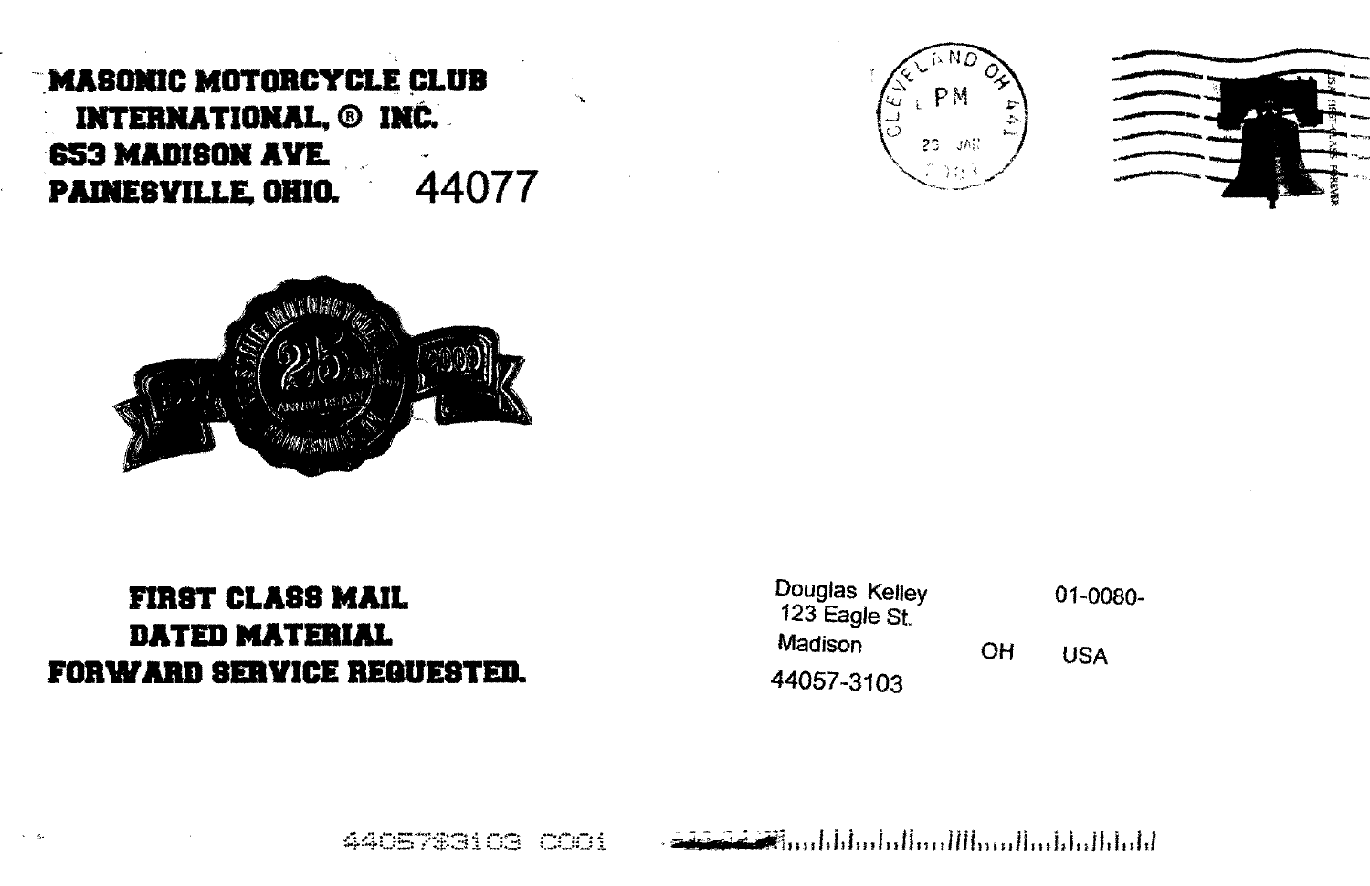MASONIC MOTORCYCLE CLUB
INTERNATIONAL, ® INC.
653 MADISON AVE.
PAINESVILLE, OHIO. 44077

CLEVELAND OH 441
PM
29 JAN

**FIRST CLASS MAIL**
**DATED MATERIAL**
**FORWARD SERVICE REQUESTED.**

Douglas Kelley 01-0080-
123 Eagle St.
Madison OH USA
44057-3103

440573103 C001